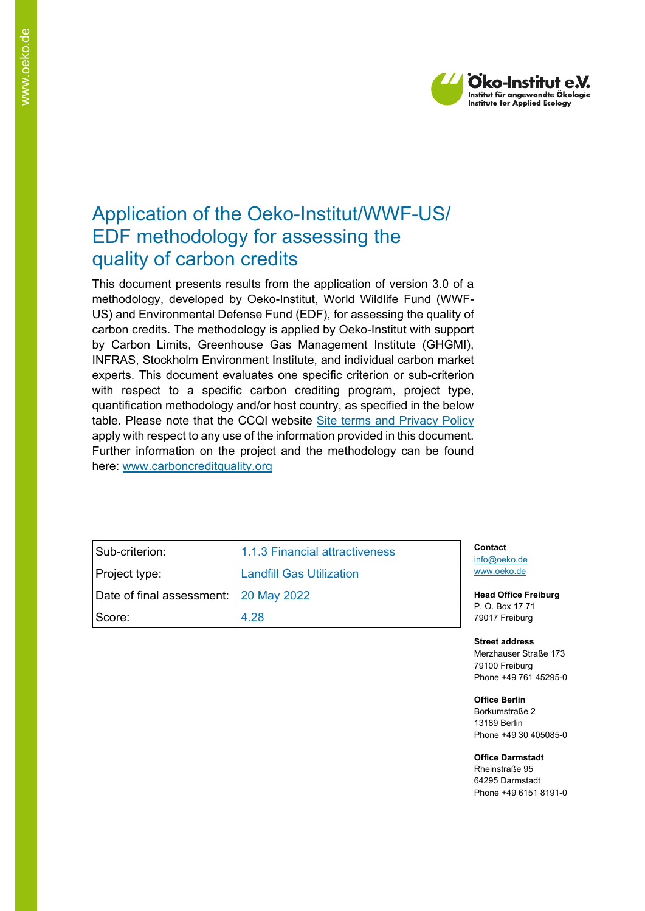Öko-Institut e.V.
Institut für angewandte Ökologie
Institute for Applied Ecology

# Application of the Oeko-Institut/WWF-US/ EDF methodology for assessing the quality of carbon credits

This document presents results from the application of version 3.0 of a methodology, developed by Oeko-Institut, World Wildlife Fund (WWF-US) and Environmental Defense Fund (EDF), for assessing the quality of carbon credits. The methodology is applied by Oeko-Institut with support by Carbon Limits, Greenhouse Gas Management Institute (GHGMI), INFRAS, Stockholm Environment Institute, and individual carbon market experts. This document evaluates one specific criterion or sub-criterion with respect to a specific carbon crediting program, project type, quantification methodology and/or host country, as specified in the below table. Please note that the CCQI website [Site terms and Privacy Policy] apply with respect to any use of the information provided in this document. Further information on the project and the methodology can be found here: www.carboncreditquality.org

| Sub-criterion: | 1.1.3 Financial attractiveness |
|---|---|
| Project type: | Landfill Gas Utilization |
| Date of final assessment: | 20 May 2022 |
| Score: | 4.28 |

**Contact**
info@oeko.de
www.oeko.de

**Head Office Freiburg**
P. O. Box 17 71
79017 Freiburg

**Street address**
Merzhauser Straße 173
79100 Freiburg
Phone +49 761 45295-0

**Office Berlin**
Borkumstraße 2
13189 Berlin
Phone +49 30 405085-0

**Office Darmstadt**
Rheinstraße 95
64295 Darmstadt
Phone +49 6151 8191-0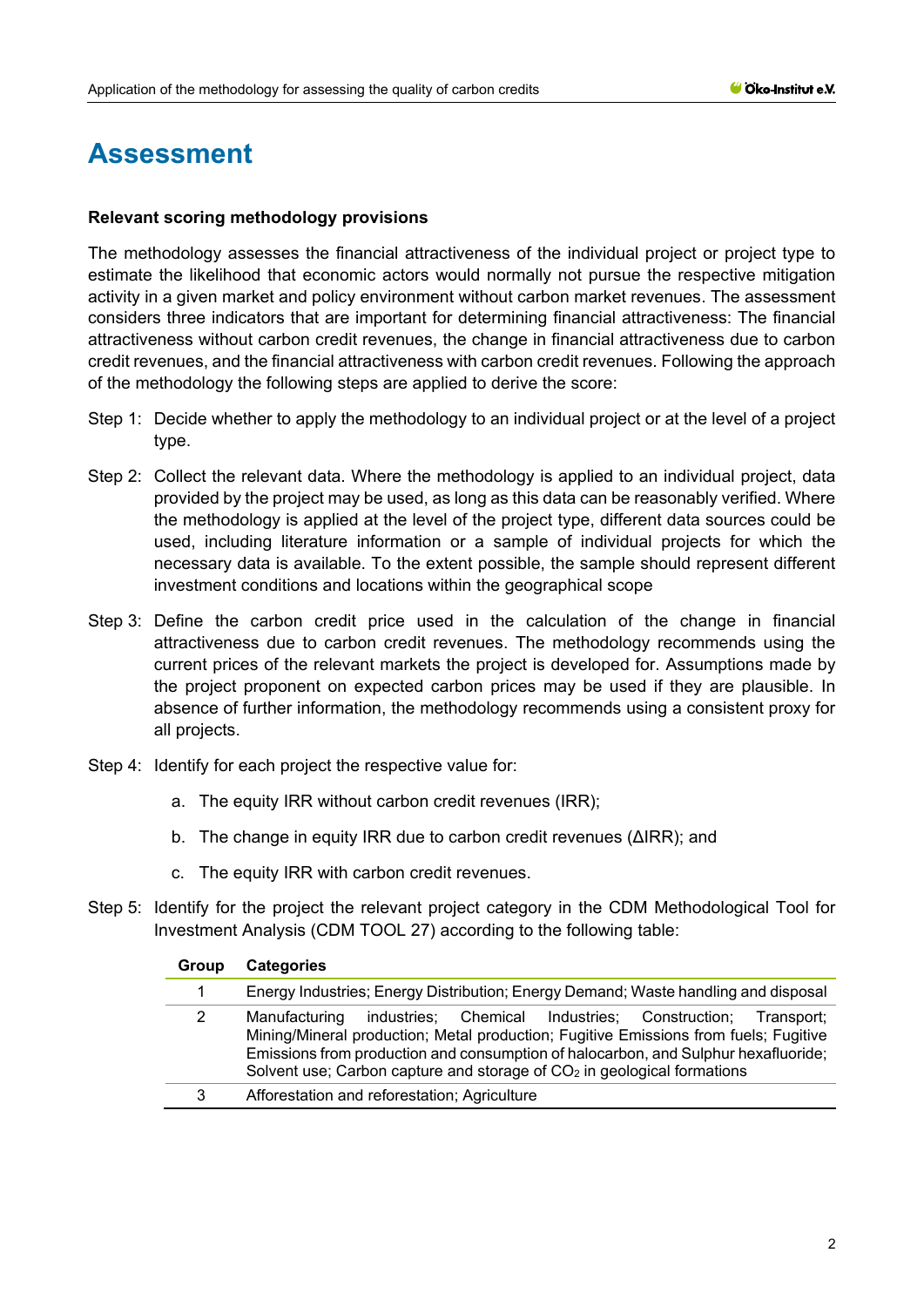# Assessment

**Relevant scoring methodology provisions**

The methodology assesses the financial attractiveness of the individual project or project type to estimate the likelihood that economic actors would normally not pursue the respective mitigation activity in a given market and policy environment without carbon market revenues. The assessment considers three indicators that are important for determining financial attractiveness: The financial attractiveness without carbon credit revenues, the change in financial attractiveness due to carbon credit revenues, and the financial attractiveness with carbon credit revenues. Following the approach of the methodology the following steps are applied to derive the score:

Step 1: Decide whether to apply the methodology to an individual project or at the level of a project type.

Step 2: Collect the relevant data. Where the methodology is applied to an individual project, data provided by the project may be used, as long as this data can be reasonably verified. Where the methodology is applied at the level of the project type, different data sources could be used, including literature information or a sample of individual projects for which the necessary data is available. To the extent possible, the sample should represent different investment conditions and locations within the geographical scope

Step 3: Define the carbon credit price used in the calculation of the change in financial attractiveness due to carbon credit revenues. The methodology recommends using the current prices of the relevant markets the project is developed for. Assumptions made by the project proponent on expected carbon prices may be used if they are plausible. In absence of further information, the methodology recommends using a consistent proxy for all projects.

Step 4: Identify for each project the respective value for:

a. The equity IRR without carbon credit revenues (IRR);

b. The change in equity IRR due to carbon credit revenues (ΔIRR); and

c. The equity IRR with carbon credit revenues.

Step 5: Identify for the project the relevant project category in the CDM Methodological Tool for Investment Analysis (CDM TOOL 27) according to the following table:

| Group | Categories |
|---|---|
| 1 | Energy Industries; Energy Distribution; Energy Demand; Waste handling and disposal |
| 2 | Manufacturing industries; Chemical Industries; Construction; Transport; Mining/Mineral production; Metal production; Fugitive Emissions from fuels; Fugitive Emissions from production and consumption of halocarbon, and Sulphur hexafluoride; Solvent use; Carbon capture and storage of $CO_2$ in geological formations |
| 3 | Afforestation and reforestation; Agriculture |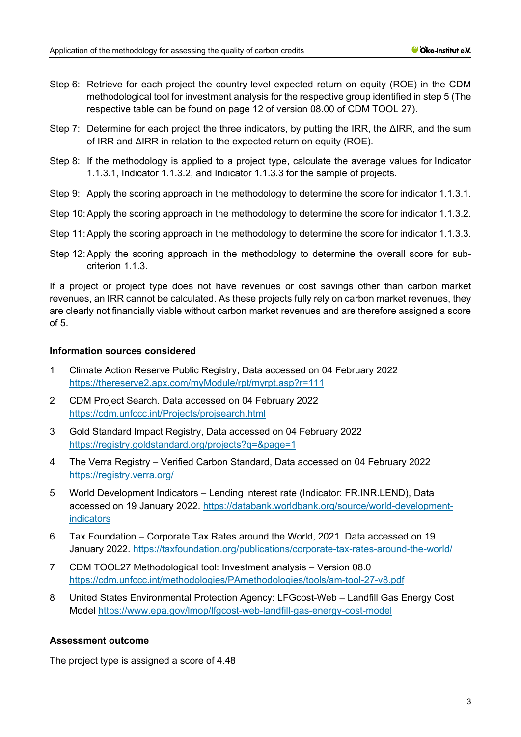Step 6: Retrieve for each project the country-level expected return on equity (ROE) in the CDM methodological tool for investment analysis for the respective group identified in step 5 (The respective table can be found on page 12 of version 08.00 of CDM TOOL 27).

Step 7: Determine for each project the three indicators, by putting the IRR, the ΔIRR, and the sum of IRR and ΔIRR in relation to the expected return on equity (ROE).

Step 8: If the methodology is applied to a project type, calculate the average values for Indicator 1.1.3.1, Indicator 1.1.3.2, and Indicator 1.1.3.3 for the sample of projects.

Step 9: Apply the scoring approach in the methodology to determine the score for indicator 1.1.3.1.

Step 10: Apply the scoring approach in the methodology to determine the score for indicator 1.1.3.2.

Step 11: Apply the scoring approach in the methodology to determine the score for indicator 1.1.3.3.

Step 12: Apply the scoring approach in the methodology to determine the overall score for sub-criterion 1.1.3.

If a project or project type does not have revenues or cost savings other than carbon market revenues, an IRR cannot be calculated. As these projects fully rely on carbon market revenues, they are clearly not financially viable without carbon market revenues and are therefore assigned a score of 5.

**Information sources considered**

1. Climate Action Reserve Public Registry, Data accessed on 04 February 2022 https://thereserve2.apx.com/myModule/rpt/myrpt.asp?r=111
2. CDM Project Search. Data accessed on 04 February 2022 https://cdm.unfccc.int/Projects/projsearch.html
3. Gold Standard Impact Registry, Data accessed on 04 February 2022 https://registry.goldstandard.org/projects?q=&page=1
4. The Verra Registry – Verified Carbon Standard, Data accessed on 04 February 2022 https://registry.verra.org/
5. World Development Indicators – Lending interest rate (Indicator: FR.INR.LEND), Data accessed on 19 January 2022. https://databank.worldbank.org/source/world-development-indicators
6. Tax Foundation – Corporate Tax Rates around the World, 2021. Data accessed on 19 January 2022. https://taxfoundation.org/publications/corporate-tax-rates-around-the-world/
7. CDM TOOL27 Methodological tool: Investment analysis – Version 08.0 https://cdm.unfccc.int/methodologies/PAmethodologies/tools/am-tool-27-v8.pdf
8. United States Environmental Protection Agency: LFGcost-Web – Landfill Gas Energy Cost Model https://www.epa.gov/lmop/lfgcost-web-landfill-gas-energy-cost-model

**Assessment outcome**

The project type is assigned a score of 4.48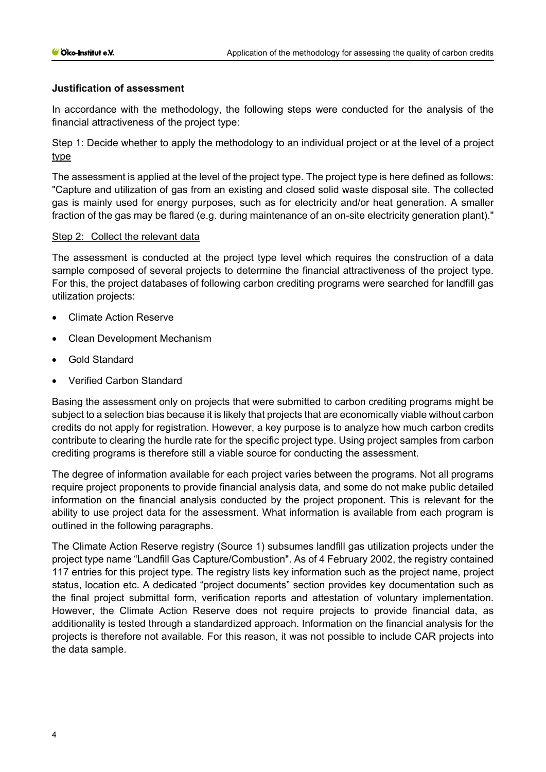**Justification of assessment**

In accordance with the methodology, the following steps were conducted for the analysis of the financial attractiveness of the project type:

Step 1: Decide whether to apply the methodology to an individual project or at the level of a project type

The assessment is applied at the level of the project type. The project type is here defined as follows: "Capture and utilization of gas from an existing and closed solid waste disposal site. The collected gas is mainly used for energy purposes, such as for electricity and/or heat generation. A smaller fraction of the gas may be flared (e.g. during maintenance of an on-site electricity generation plant)."

Step 2: Collect the relevant data

The assessment is conducted at the project type level which requires the construction of a data sample composed of several projects to determine the financial attractiveness of the project type. For this, the project databases of following carbon crediting programs were searched for landfill gas utilization projects:

- Climate Action Reserve
- Clean Development Mechanism
- Gold Standard
- Verified Carbon Standard

Basing the assessment only on projects that were submitted to carbon crediting programs might be subject to a selection bias because it is likely that projects that are economically viable without carbon credits do not apply for registration. However, a key purpose is to analyze how much carbon credits contribute to clearing the hurdle rate for the specific project type. Using project samples from carbon crediting programs is therefore still a viable source for conducting the assessment.

The degree of information available for each project varies between the programs. Not all programs require project proponents to provide financial analysis data, and some do not make public detailed information on the financial analysis conducted by the project proponent. This is relevant for the ability to use project data for the assessment. What information is available from each program is outlined in the following paragraphs.

The Climate Action Reserve registry (Source 1) subsumes landfill gas utilization projects under the project type name "Landfill Gas Capture/Combustion". As of 4 February 2002, the registry contained 117 entries for this project type. The registry lists key information such as the project name, project status, location etc. A dedicated "project documents" section provides key documentation such as the final project submittal form, verification reports and attestation of voluntary implementation. However, the Climate Action Reserve does not require projects to provide financial data, as additionality is tested through a standardized approach. Information on the financial analysis for the projects is therefore not available. For this reason, it was not possible to include CAR projects into the data sample.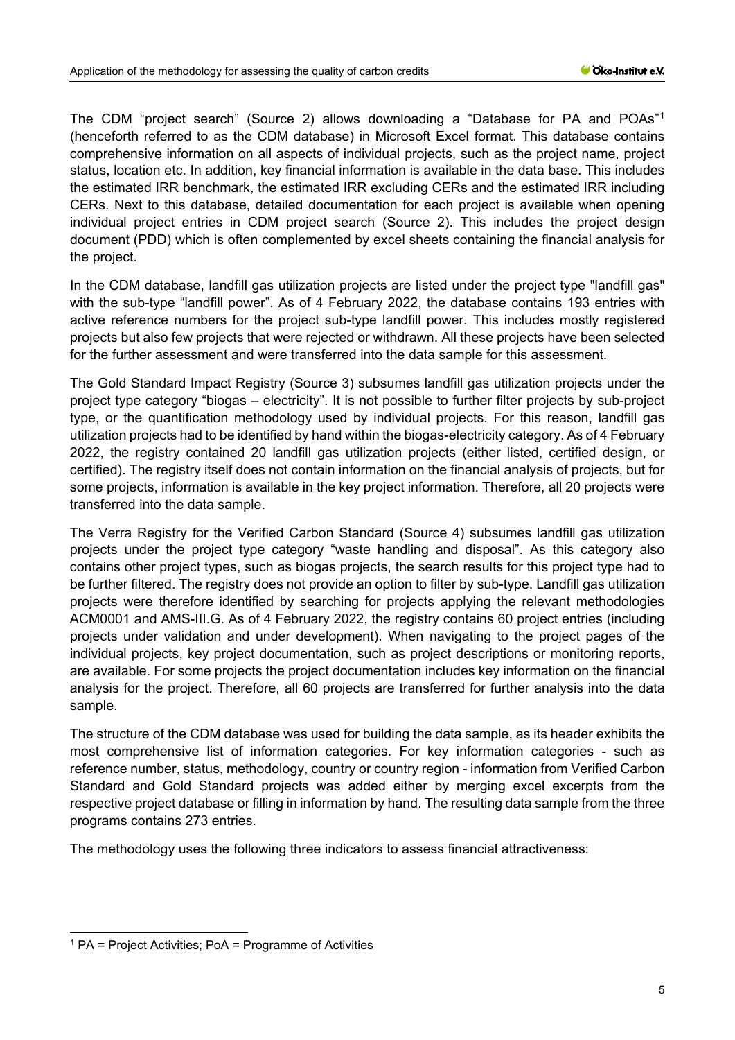The CDM "project search" (Source 2) allows downloading a "Database for PA and POAs"[1] (henceforth referred to as the CDM database) in Microsoft Excel format. This database contains comprehensive information on all aspects of individual projects, such as the project name, project status, location etc. In addition, key financial information is available in the data base. This includes the estimated IRR benchmark, the estimated IRR excluding CERs and the estimated IRR including CERs. Next to this database, detailed documentation for each project is available when opening individual project entries in CDM project search (Source 2). This includes the project design document (PDD) which is often complemented by excel sheets containing the financial analysis for the project.

In the CDM database, landfill gas utilization projects are listed under the project type "landfill gas" with the sub-type "landfill power". As of 4 February 2022, the database contains 193 entries with active reference numbers for the project sub-type landfill power. This includes mostly registered projects but also few projects that were rejected or withdrawn. All these projects have been selected for the further assessment and were transferred into the data sample for this assessment.

The Gold Standard Impact Registry (Source 3) subsumes landfill gas utilization projects under the project type category "biogas – electricity". It is not possible to further filter projects by sub-project type, or the quantification methodology used by individual projects. For this reason, landfill gas utilization projects had to be identified by hand within the biogas-electricity category. As of 4 February 2022, the registry contained 20 landfill gas utilization projects (either listed, certified design, or certified). The registry itself does not contain information on the financial analysis of projects, but for some projects, information is available in the key project information. Therefore, all 20 projects were transferred into the data sample.

The Verra Registry for the Verified Carbon Standard (Source 4) subsumes landfill gas utilization projects under the project type category "waste handling and disposal". As this category also contains other project types, such as biogas projects, the search results for this project type had to be further filtered. The registry does not provide an option to filter by sub-type. Landfill gas utilization projects were therefore identified by searching for projects applying the relevant methodologies ACM0001 and AMS-III.G. As of 4 February 2022, the registry contains 60 project entries (including projects under validation and under development). When navigating to the project pages of the individual projects, key project documentation, such as project descriptions or monitoring reports, are available. For some projects the project documentation includes key information on the financial analysis for the project. Therefore, all 60 projects are transferred for further analysis into the data sample.

The structure of the CDM database was used for building the data sample, as its header exhibits the most comprehensive list of information categories. For key information categories - such as reference number, status, methodology, country or country region - information from Verified Carbon Standard and Gold Standard projects was added either by merging excel excerpts from the respective project database or filling in information by hand. The resulting data sample from the three programs contains 273 entries.

The methodology uses the following three indicators to assess financial attractiveness:

[1] PA = Project Activities; PoA = Programme of Activities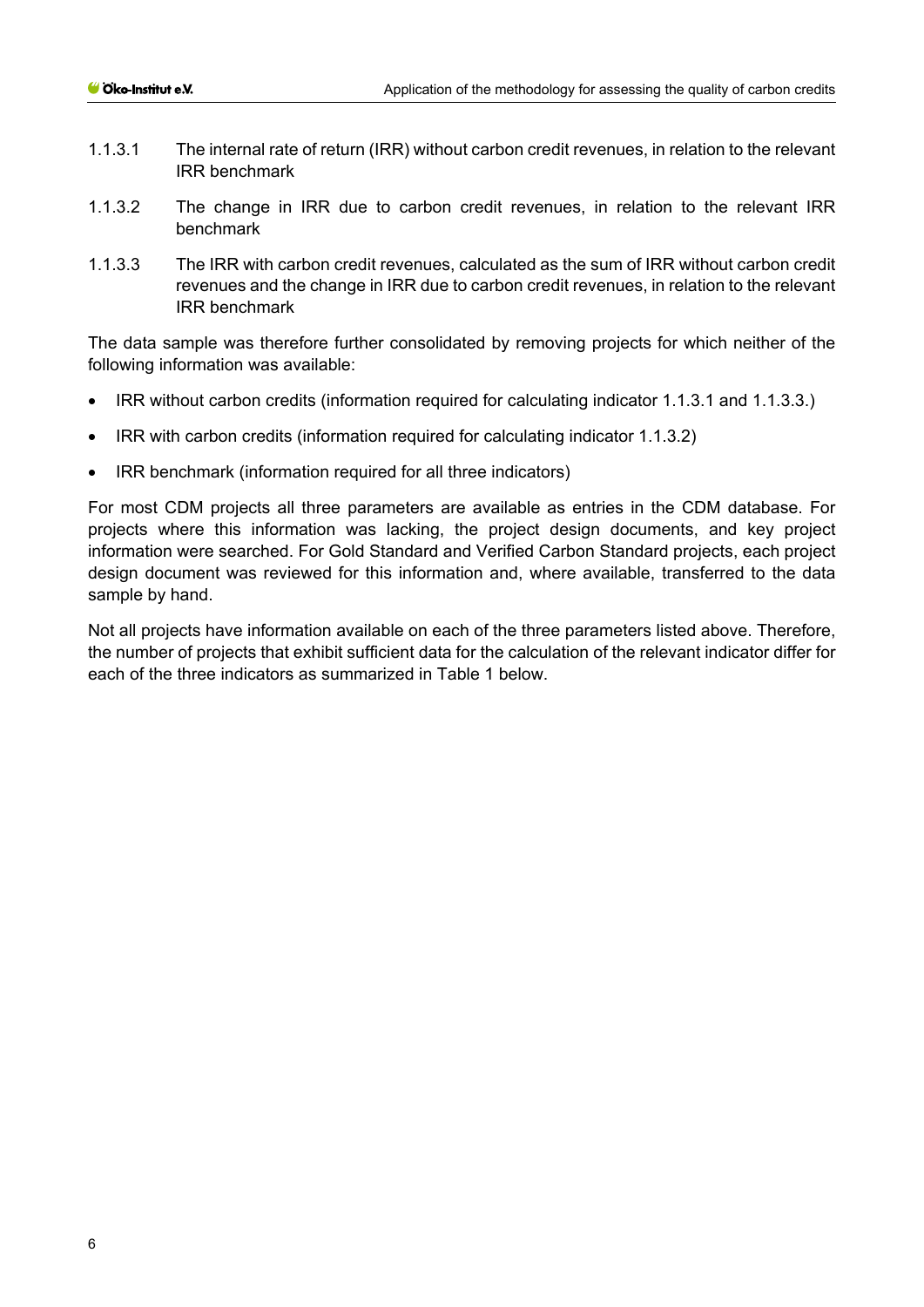1.1.3.1 The internal rate of return (IRR) without carbon credit revenues, in relation to the relevant IRR benchmark

1.1.3.2 The change in IRR due to carbon credit revenues, in relation to the relevant IRR benchmark

1.1.3.3 The IRR with carbon credit revenues, calculated as the sum of IRR without carbon credit revenues and the change in IRR due to carbon credit revenues, in relation to the relevant IRR benchmark

The data sample was therefore further consolidated by removing projects for which neither of the following information was available:

- IRR without carbon credits (information required for calculating indicator 1.1.3.1 and 1.1.3.3.)
- IRR with carbon credits (information required for calculating indicator 1.1.3.2)
- IRR benchmark (information required for all three indicators)

For most CDM projects all three parameters are available as entries in the CDM database. For projects where this information was lacking, the project design documents, and key project information were searched. For Gold Standard and Verified Carbon Standard projects, each project design document was reviewed for this information and, where available, transferred to the data sample by hand.

Not all projects have information available on each of the three parameters listed above. Therefore, the number of projects that exhibit sufficient data for the calculation of the relevant indicator differ for each of the three indicators as summarized in Table 1 below.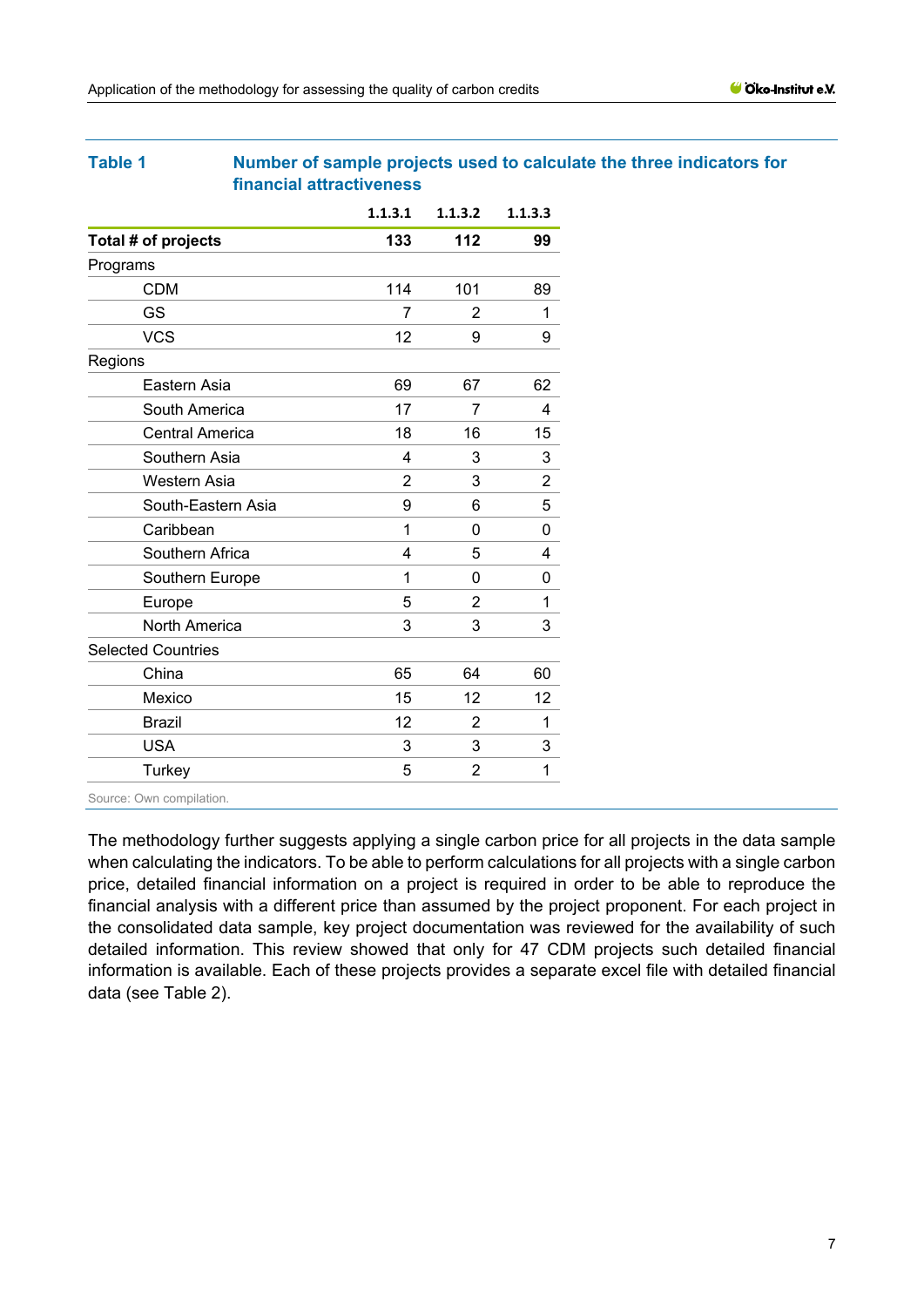**Table 1 Number of sample projects used to calculate the three indicators for financial attractiveness**

| | 1.1.3.1 | 1.1.3.2 | 1.1.3.3 |
|---|---|---|---|
| **Total # of projects** | **133** | **112** | **99** |
| Programs | | | |
| CDM | 114 | 101 | 89 |
| GS | 7 | 2 | 1 |
| VCS | 12 | 9 | 9 |
| Regions | | | |
| Eastern Asia | 69 | 67 | 62 |
| South America | 17 | 7 | 4 |
| Central America | 18 | 16 | 15 |
| Southern Asia | 4 | 3 | 3 |
| Western Asia | 2 | 3 | 2 |
| South-Eastern Asia | 9 | 6 | 5 |
| Caribbean | 1 | 0 | 0 |
| Southern Africa | 4 | 5 | 4 |
| Southern Europe | 1 | 0 | 0 |
| Europe | 5 | 2 | 1 |
| North America | 3 | 3 | 3 |
| Selected Countries | | | |
| China | 65 | 64 | 60 |
| Mexico | 15 | 12 | 12 |
| Brazil | 12 | 2 | 1 |
| USA | 3 | 3 | 3 |
| Turkey | 5 | 2 | 1 |

Source: Own compilation.

The methodology further suggests applying a single carbon price for all projects in the data sample when calculating the indicators. To be able to perform calculations for all projects with a single carbon price, detailed financial information on a project is required in order to be able to reproduce the financial analysis with a different price than assumed by the project proponent. For each project in the consolidated data sample, key project documentation was reviewed for the availability of such detailed information. This review showed that only for 47 CDM projects such detailed financial information is available. Each of these projects provides a separate excel file with detailed financial data (see Table 2).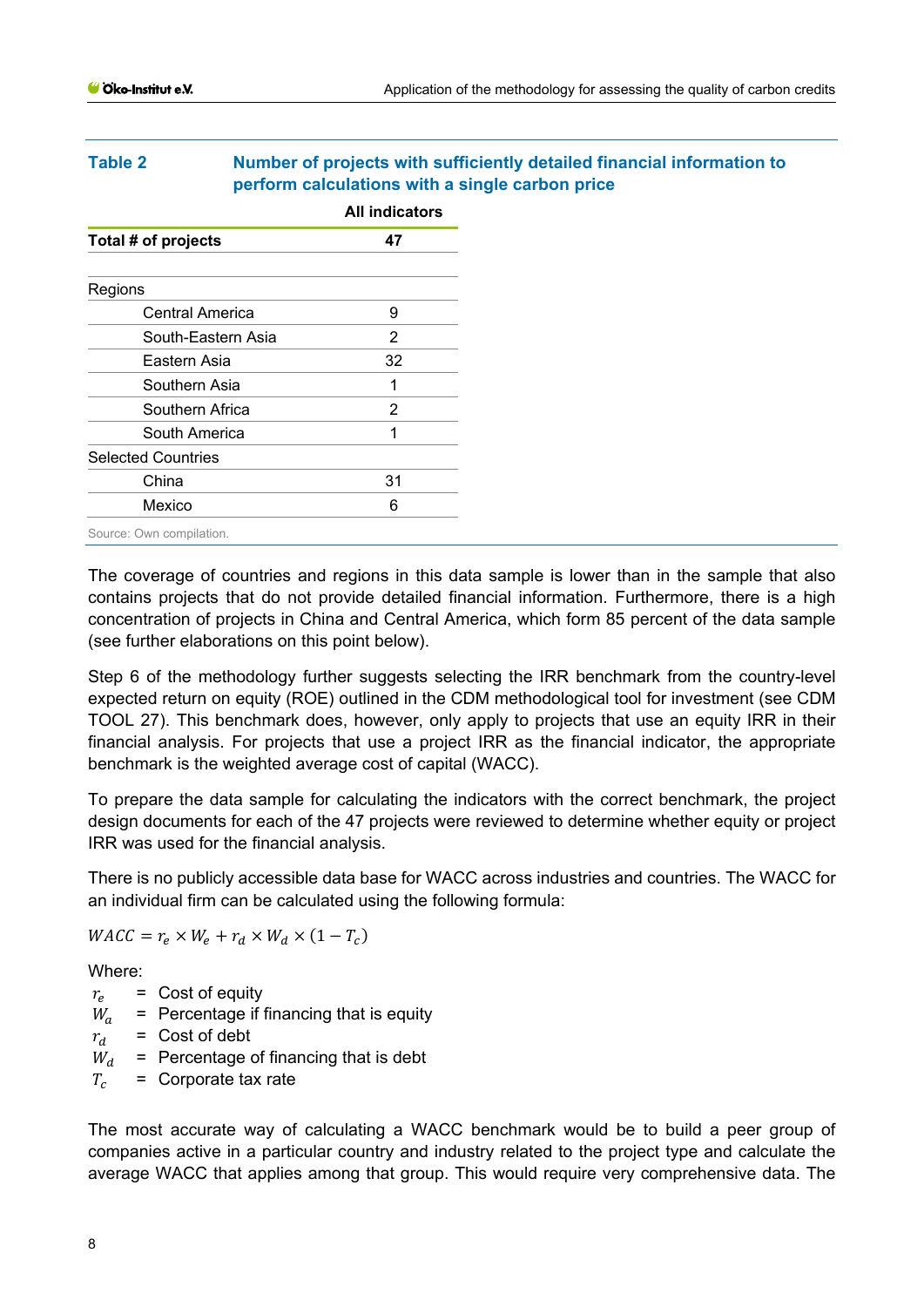**Table 2 Number of projects with sufficiently detailed financial information to perform calculations with a single carbon price**

| | All indicators |
|---|---|
| **Total # of projects** | **47** |
| | |
| Regions | |
| Central America | 9 |
| South-Eastern Asia | 2 |
| Eastern Asia | 32 |
| Southern Asia | 1 |
| Southern Africa | 2 |
| South America | 1 |
| Selected Countries | |
| China | 31 |
| Mexico | 6 |

Source: Own compilation.

The coverage of countries and regions in this data sample is lower than in the sample that also contains projects that do not provide detailed financial information. Furthermore, there is a high concentration of projects in China and Central America, which form 85 percent of the data sample (see further elaborations on this point below).

Step 6 of the methodology further suggests selecting the IRR benchmark from the country-level expected return on equity (ROE) outlined in the CDM methodological tool for investment (see CDM TOOL 27). This benchmark does, however, only apply to projects that use an equity IRR in their financial analysis. For projects that use a project IRR as the financial indicator, the appropriate benchmark is the weighted average cost of capital (WACC).

To prepare the data sample for calculating the indicators with the correct benchmark, the project design documents for each of the 47 projects were reviewed to determine whether equity or project IRR was used for the financial analysis.

There is no publicly accessible data base for WACC across industries and countries. The WACC for an individual firm can be calculated using the following formula:

$$WACC = r_e \times W_e + r_d \times W_d \times (1 - T_c)$$

Where:

- $r_e$ = Cost of equity
- $W_a$ = Percentage if financing that is equity
- $r_d$ = Cost of debt
- $W_d$ = Percentage of financing that is debt
- $T_c$ = Corporate tax rate

The most accurate way of calculating a WACC benchmark would be to build a peer group of companies active in a particular country and industry related to the project type and calculate the average WACC that applies among that group. This would require very comprehensive data. The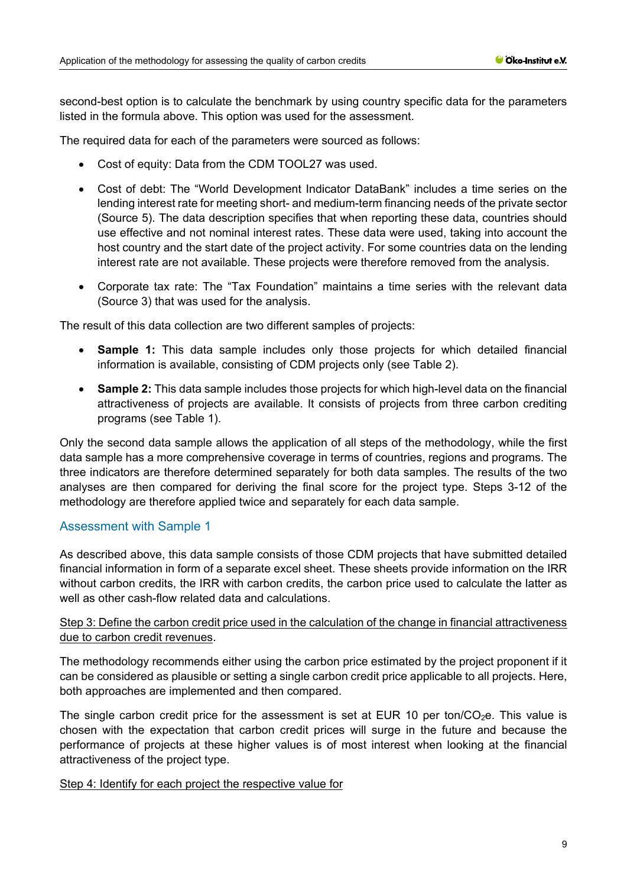second-best option is to calculate the benchmark by using country specific data for the parameters listed in the formula above. This option was used for the assessment.

The required data for each of the parameters were sourced as follows:

- Cost of equity: Data from the CDM TOOL27 was used.
- Cost of debt: The "World Development Indicator DataBank" includes a time series on the lending interest rate for meeting short- and medium-term financing needs of the private sector (Source 5). The data description specifies that when reporting these data, countries should use effective and not nominal interest rates. These data were used, taking into account the host country and the start date of the project activity. For some countries data on the lending interest rate are not available. These projects were therefore removed from the analysis.
- Corporate tax rate: The "Tax Foundation" maintains a time series with the relevant data (Source 3) that was used for the analysis.

The result of this data collection are two different samples of projects:

- **Sample 1:** This data sample includes only those projects for which detailed financial information is available, consisting of CDM projects only (see Table 2).
- **Sample 2:** This data sample includes those projects for which high-level data on the financial attractiveness of projects are available. It consists of projects from three carbon crediting programs (see Table 1).

Only the second data sample allows the application of all steps of the methodology, while the first data sample has a more comprehensive coverage in terms of countries, regions and programs. The three indicators are therefore determined separately for both data samples. The results of the two analyses are then compared for deriving the final score for the project type. Steps 3-12 of the methodology are therefore applied twice and separately for each data sample.

## Assessment with Sample 1

As described above, this data sample consists of those CDM projects that have submitted detailed financial information in form of a separate excel sheet. These sheets provide information on the IRR without carbon credits, the IRR with carbon credits, the carbon price used to calculate the latter as well as other cash-flow related data and calculations.

Step 3: Define the carbon credit price used in the calculation of the change in financial attractiveness due to carbon credit revenues.

The methodology recommends either using the carbon price estimated by the project proponent if it can be considered as plausible or setting a single carbon credit price applicable to all projects. Here, both approaches are implemented and then compared.

The single carbon credit price for the assessment is set at EUR 10 per ton/$CO_2$e. This value is chosen with the expectation that carbon credit prices will surge in the future and because the performance of projects at these higher values is of most interest when looking at the financial attractiveness of the project type.

Step 4: Identify for each project the respective value for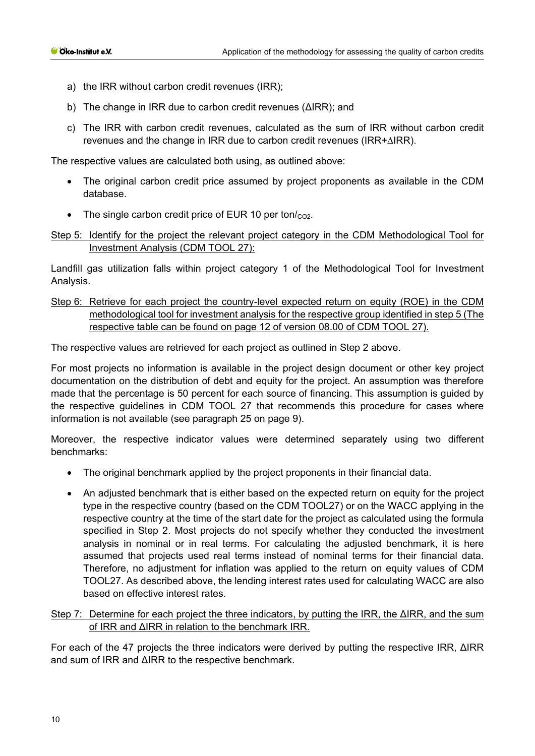a) the IRR without carbon credit revenues (IRR);

b) The change in IRR due to carbon credit revenues (ΔIRR); and

c) The IRR with carbon credit revenues, calculated as the sum of IRR without carbon credit revenues and the change in IRR due to carbon credit revenues (IRR+ΔIRR).

The respective values are calculated both using, as outlined above:

- The original carbon credit price assumed by project proponents as available in the CDM database.
- The single carbon credit price of EUR 10 per ton/$_{CO2}$.

<u>Step 5: Identify for the project the relevant project category in the CDM Methodological Tool for Investment Analysis (CDM TOOL 27):</u>

Landfill gas utilization falls within project category 1 of the Methodological Tool for Investment Analysis.

<u>Step 6: Retrieve for each project the country-level expected return on equity (ROE) in the CDM methodological tool for investment analysis for the respective group identified in step 5 (The respective table can be found on page 12 of version 08.00 of CDM TOOL 27).</u>

The respective values are retrieved for each project as outlined in Step 2 above.

For most projects no information is available in the project design document or other key project documentation on the distribution of debt and equity for the project. An assumption was therefore made that the percentage is 50 percent for each source of financing. This assumption is guided by the respective guidelines in CDM TOOL 27 that recommends this procedure for cases where information is not available (see paragraph 25 on page 9).

Moreover, the respective indicator values were determined separately using two different benchmarks:

- The original benchmark applied by the project proponents in their financial data.
- An adjusted benchmark that is either based on the expected return on equity for the project type in the respective country (based on the CDM TOOL27) or on the WACC applying in the respective country at the time of the start date for the project as calculated using the formula specified in Step 2. Most projects do not specify whether they conducted the investment analysis in nominal or in real terms. For calculating the adjusted benchmark, it is here assumed that projects used real terms instead of nominal terms for their financial data. Therefore, no adjustment for inflation was applied to the return on equity values of CDM TOOL27. As described above, the lending interest rates used for calculating WACC are also based on effective interest rates.

<u>Step 7: Determine for each project the three indicators, by putting the IRR, the ΔIRR, and the sum of IRR and ΔIRR in relation to the benchmark IRR.</u>

For each of the 47 projects the three indicators were derived by putting the respective IRR, ΔIRR and sum of IRR and ΔIRR to the respective benchmark.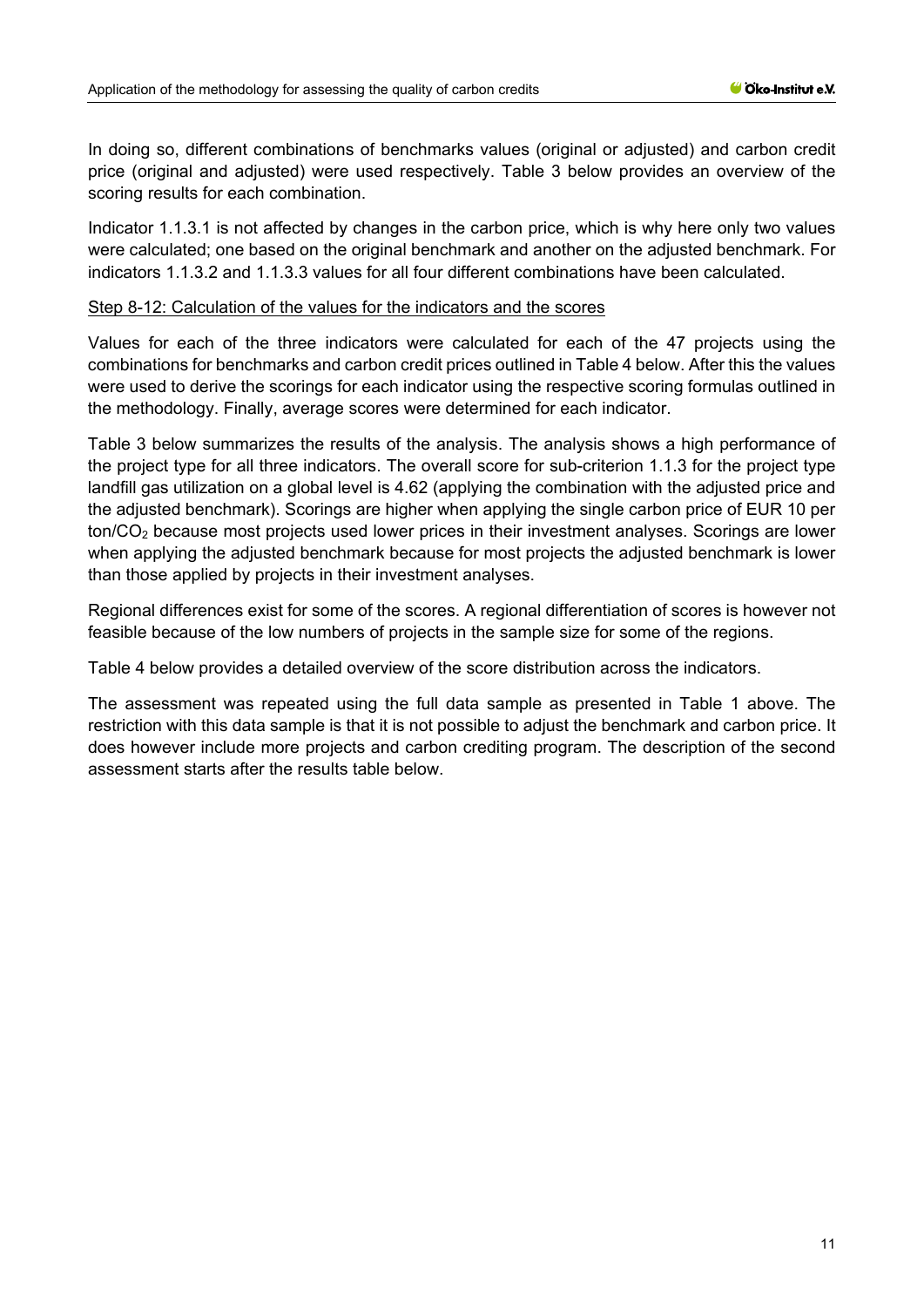In doing so, different combinations of benchmarks values (original or adjusted) and carbon credit price (original and adjusted) were used respectively. Table 3 below provides an overview of the scoring results for each combination.

Indicator 1.1.3.1 is not affected by changes in the carbon price, which is why here only two values were calculated; one based on the original benchmark and another on the adjusted benchmark. For indicators 1.1.3.2 and 1.1.3.3 values for all four different combinations have been calculated.

Step 8-12: Calculation of the values for the indicators and the scores

Values for each of the three indicators were calculated for each of the 47 projects using the combinations for benchmarks and carbon credit prices outlined in Table 4 below. After this the values were used to derive the scorings for each indicator using the respective scoring formulas outlined in the methodology. Finally, average scores were determined for each indicator.

Table 3 below summarizes the results of the analysis. The analysis shows a high performance of the project type for all three indicators. The overall score for sub-criterion 1.1.3 for the project type landfill gas utilization on a global level is 4.62 (applying the combination with the adjusted price and the adjusted benchmark). Scorings are higher when applying the single carbon price of EUR 10 per ton/$CO_2$ because most projects used lower prices in their investment analyses. Scorings are lower when applying the adjusted benchmark because for most projects the adjusted benchmark is lower than those applied by projects in their investment analyses.

Regional differences exist for some of the scores. A regional differentiation of scores is however not feasible because of the low numbers of projects in the sample size for some of the regions.

Table 4 below provides a detailed overview of the score distribution across the indicators.

The assessment was repeated using the full data sample as presented in Table 1 above. The restriction with this data sample is that it is not possible to adjust the benchmark and carbon price. It does however include more projects and carbon crediting program. The description of the second assessment starts after the results table below.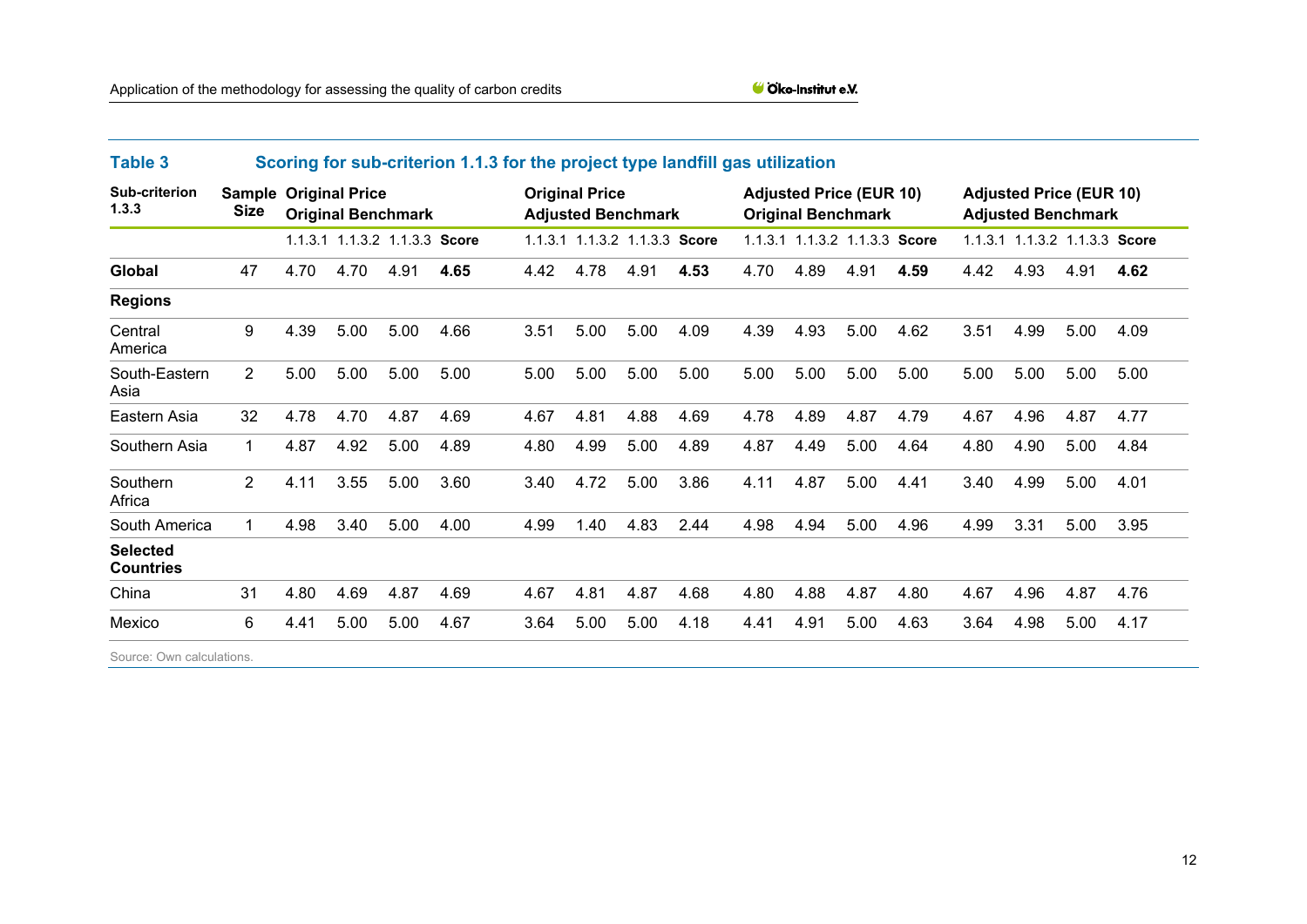**Table 3 Scoring for sub-criterion 1.1.3 for the project type landfill gas utilization**

| Sub-criterion 1.3.3 | Sample Size | Original Price Original Benchmark | | | | Original Price Adjusted Benchmark | | | | Adjusted Price (EUR 10) Original Benchmark | | | | Adjusted Price (EUR 10) Adjusted Benchmark | | | |
|---|---|---|---|---|---|---|---|---|---|---|---|---|---|---|---|---|---|
| | | 1.1.3.1 | 1.1.3.2 | 1.1.3.3 | **Score** | 1.1.3.1 | 1.1.3.2 | 1.1.3.3 | **Score** | 1.1.3.1 | 1.1.3.2 | 1.1.3.3 | **Score** | 1.1.3.1 | 1.1.3.2 | 1.1.3.3 | **Score** |
| **Global** | 47 | 4.70 | 4.70 | 4.91 | **4.65** | 4.42 | 4.78 | 4.91 | **4.53** | 4.70 | 4.89 | 4.91 | **4.59** | 4.42 | 4.93 | 4.91 | **4.62** |
| **Regions** | | | | | | | | | | | | | | | | | |
| Central America | 9 | 4.39 | 5.00 | 5.00 | 4.66 | 3.51 | 5.00 | 5.00 | 4.09 | 4.39 | 4.93 | 5.00 | 4.62 | 3.51 | 4.99 | 5.00 | 4.09 |
| South-Eastern Asia | 2 | 5.00 | 5.00 | 5.00 | 5.00 | 5.00 | 5.00 | 5.00 | 5.00 | 5.00 | 5.00 | 5.00 | 5.00 | 5.00 | 5.00 | 5.00 | 5.00 |
| Eastern Asia | 32 | 4.78 | 4.70 | 4.87 | 4.69 | 4.67 | 4.81 | 4.88 | 4.69 | 4.78 | 4.89 | 4.87 | 4.79 | 4.67 | 4.96 | 4.87 | 4.77 |
| Southern Asia | 1 | 4.87 | 4.92 | 5.00 | 4.89 | 4.80 | 4.99 | 5.00 | 4.89 | 4.87 | 4.49 | 5.00 | 4.64 | 4.80 | 4.90 | 5.00 | 4.84 |
| Southern Africa | 2 | 4.11 | 3.55 | 5.00 | 3.60 | 3.40 | 4.72 | 5.00 | 3.86 | 4.11 | 4.87 | 5.00 | 4.41 | 3.40 | 4.99 | 5.00 | 4.01 |
| South America | 1 | 4.98 | 3.40 | 5.00 | 4.00 | 4.99 | 1.40 | 4.83 | 2.44 | 4.98 | 4.94 | 5.00 | 4.96 | 4.99 | 3.31 | 5.00 | 3.95 |
| **Selected Countries** | | | | | | | | | | | | | | | | | |
| China | 31 | 4.80 | 4.69 | 4.87 | 4.69 | 4.67 | 4.81 | 4.87 | 4.68 | 4.80 | 4.88 | 4.87 | 4.80 | 4.67 | 4.96 | 4.87 | 4.76 |
| Mexico | 6 | 4.41 | 5.00 | 5.00 | 4.67 | 3.64 | 5.00 | 5.00 | 4.18 | 4.41 | 4.91 | 5.00 | 4.63 | 3.64 | 4.98 | 5.00 | 4.17 |

Source: Own calculations.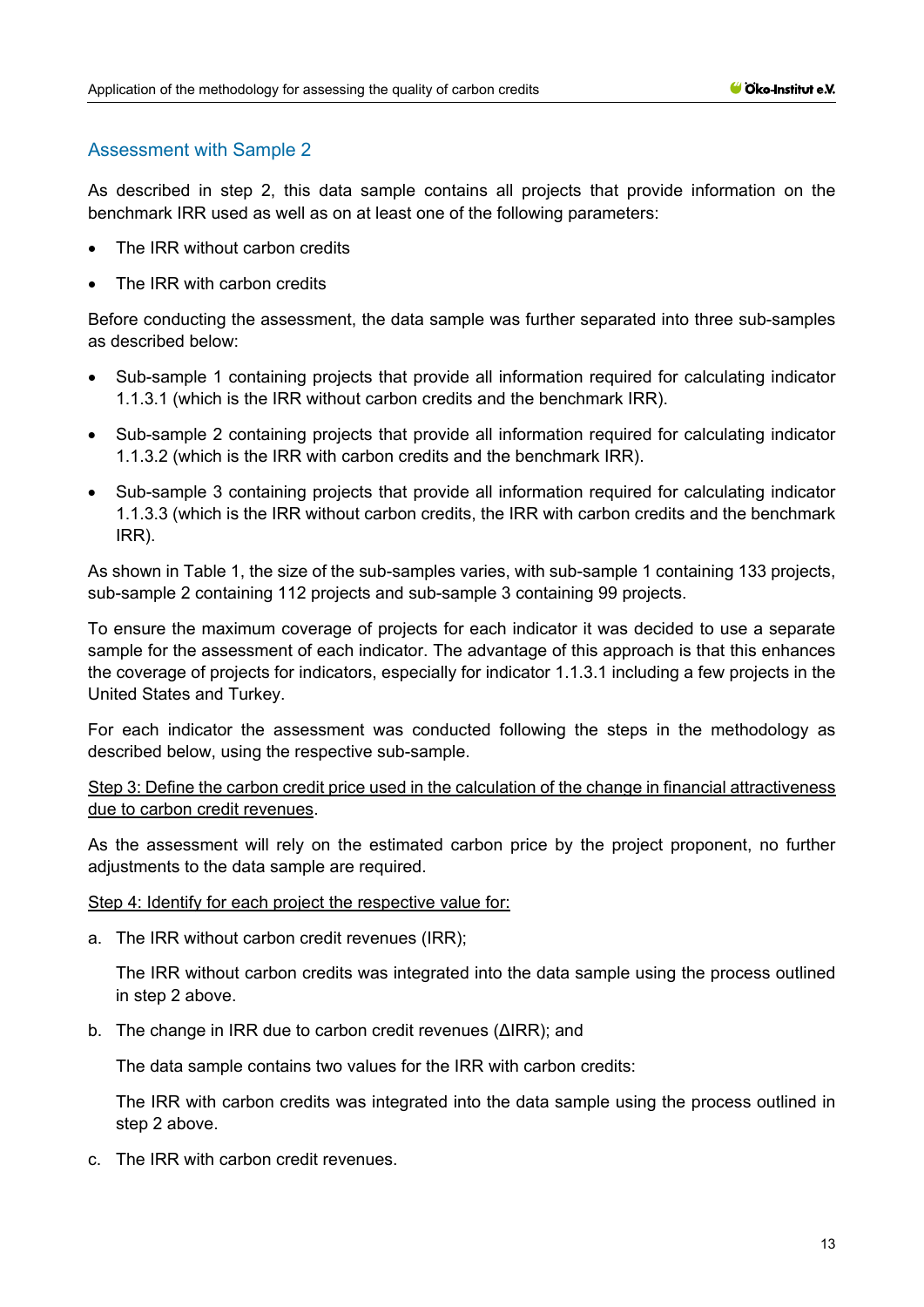## Assessment with Sample 2

As described in step 2, this data sample contains all projects that provide information on the benchmark IRR used as well as on at least one of the following parameters:

- The IRR without carbon credits
- The IRR with carbon credits

Before conducting the assessment, the data sample was further separated into three sub-samples as described below:

- Sub-sample 1 containing projects that provide all information required for calculating indicator 1.1.3.1 (which is the IRR without carbon credits and the benchmark IRR).
- Sub-sample 2 containing projects that provide all information required for calculating indicator 1.1.3.2 (which is the IRR with carbon credits and the benchmark IRR).
- Sub-sample 3 containing projects that provide all information required for calculating indicator 1.1.3.3 (which is the IRR without carbon credits, the IRR with carbon credits and the benchmark IRR).

As shown in Table 1, the size of the sub-samples varies, with sub-sample 1 containing 133 projects, sub-sample 2 containing 112 projects and sub-sample 3 containing 99 projects.

To ensure the maximum coverage of projects for each indicator it was decided to use a separate sample for the assessment of each indicator. The advantage of this approach is that this enhances the coverage of projects for indicators, especially for indicator 1.1.3.1 including a few projects in the United States and Turkey.

For each indicator the assessment was conducted following the steps in the methodology as described below, using the respective sub-sample.

<u>Step 3: Define the carbon credit price used in the calculation of the change in financial attractiveness due to carbon credit revenues</u>.

As the assessment will rely on the estimated carbon price by the project proponent, no further adjustments to the data sample are required.

<u>Step 4: Identify for each project the respective value for:</u>

a. The IRR without carbon credit revenues (IRR);

   The IRR without carbon credits was integrated into the data sample using the process outlined in step 2 above.

b. The change in IRR due to carbon credit revenues (ΔIRR); and

   The data sample contains two values for the IRR with carbon credits:

   The IRR with carbon credits was integrated into the data sample using the process outlined in step 2 above.

c. The IRR with carbon credit revenues.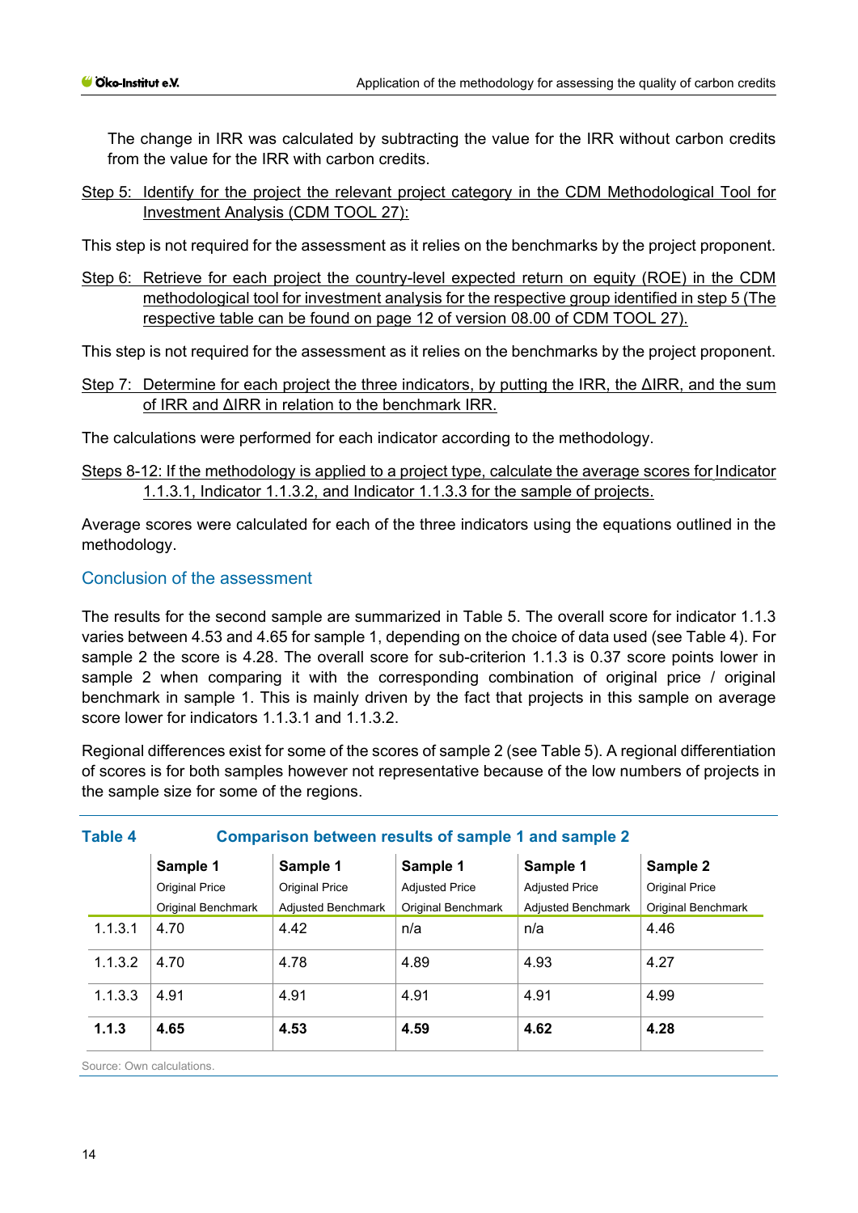The change in IRR was calculated by subtracting the value for the IRR without carbon credits from the value for the IRR with carbon credits.

Step 5: Identify for the project the relevant project category in the CDM Methodological Tool for Investment Analysis (CDM TOOL 27):

This step is not required for the assessment as it relies on the benchmarks by the project proponent.

Step 6: Retrieve for each project the country-level expected return on equity (ROE) in the CDM methodological tool for investment analysis for the respective group identified in step 5 (The respective table can be found on page 12 of version 08.00 of CDM TOOL 27).

This step is not required for the assessment as it relies on the benchmarks by the project proponent.

Step 7: Determine for each project the three indicators, by putting the IRR, the ΔIRR, and the sum of IRR and ΔIRR in relation to the benchmark IRR.

The calculations were performed for each indicator according to the methodology.

Steps 8-12: If the methodology is applied to a project type, calculate the average scores for Indicator 1.1.3.1, Indicator 1.1.3.2, and Indicator 1.1.3.3 for the sample of projects.

Average scores were calculated for each of the three indicators using the equations outlined in the methodology.

## Conclusion of the assessment

The results for the second sample are summarized in Table 5. The overall score for indicator 1.1.3 varies between 4.53 and 4.65 for sample 1, depending on the choice of data used (see Table 4). For sample 2 the score is 4.28. The overall score for sub-criterion 1.1.3 is 0.37 score points lower in sample 2 when comparing it with the corresponding combination of original price / original benchmark in sample 1. This is mainly driven by the fact that projects in this sample on average score lower for indicators 1.1.3.1 and 1.1.3.2.

Regional differences exist for some of the scores of sample 2 (see Table 5). A regional differentiation of scores is for both samples however not representative because of the low numbers of projects in the sample size for some of the regions.

**Table 4 Comparison between results of sample 1 and sample 2**

| | **Sample 1** Original Price Original Benchmark | **Sample 1** Original Price Adjusted Benchmark | **Sample 1** Adjusted Price Original Benchmark | **Sample 1** Adjusted Price Adjusted Benchmark | **Sample 2** Original Price Original Benchmark |
|---|---|---|---|---|---|
| 1.1.3.1 | 4.70 | 4.42 | n/a | n/a | 4.46 |
| 1.1.3.2 | 4.70 | 4.78 | 4.89 | 4.93 | 4.27 |
| 1.1.3.3 | 4.91 | 4.91 | 4.91 | 4.91 | 4.99 |
| **1.1.3** | **4.65** | **4.53** | **4.59** | **4.62** | **4.28** |

Source: Own calculations.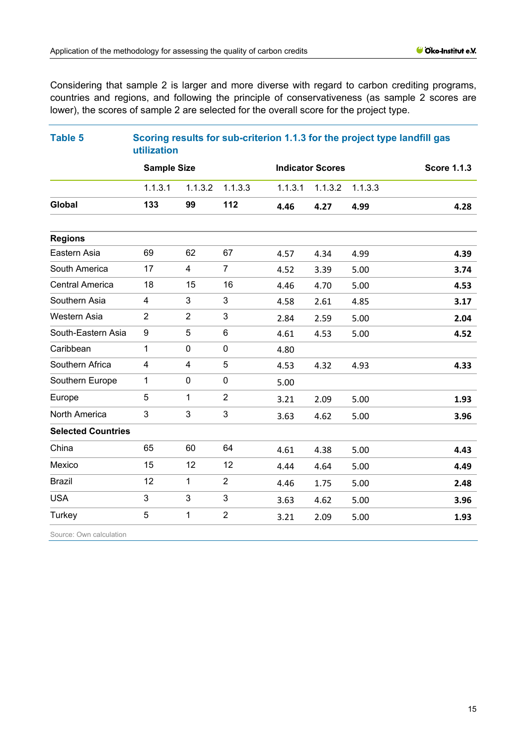Considering that sample 2 is larger and more diverse with regard to carbon crediting programs, countries and regions, and following the principle of conservativeness (as sample 2 scores are lower), the scores of sample 2 are selected for the overall score for the project type.

**Table 5 Scoring results for sub-criterion 1.1.3 for the project type landfill gas utilization**

| | Sample Size | | | Indicator Scores | | | Score 1.1.3 |
|---|---|---|---|---|---|---|---|
| | 1.1.3.1 | 1.1.3.2 | 1.1.3.3 | 1.1.3.1 | 1.1.3.2 | 1.1.3.3 | |
| **Global** | **133** | **99** | **112** | **4.46** | **4.27** | **4.99** | **4.28** |
| **Regions** | | | | | | | |
| Eastern Asia | 69 | 62 | 67 | 4.57 | 4.34 | 4.99 | **4.39** |
| South America | 17 | 4 | 7 | 4.52 | 3.39 | 5.00 | **3.74** |
| Central America | 18 | 15 | 16 | 4.46 | 4.70 | 5.00 | **4.53** |
| Southern Asia | 4 | 3 | 3 | 4.58 | 2.61 | 4.85 | **3.17** |
| Western Asia | 2 | 2 | 3 | 2.84 | 2.59 | 5.00 | **2.04** |
| South-Eastern Asia | 9 | 5 | 6 | 4.61 | 4.53 | 5.00 | **4.52** |
| Caribbean | 1 | 0 | 0 | 4.80 | | | |
| Southern Africa | 4 | 4 | 5 | 4.53 | 4.32 | 4.93 | **4.33** |
| Southern Europe | 1 | 0 | 0 | 5.00 | | | |
| Europe | 5 | 1 | 2 | 3.21 | 2.09 | 5.00 | **1.93** |
| North America | 3 | 3 | 3 | 3.63 | 4.62 | 5.00 | **3.96** |
| **Selected Countries** | | | | | | | |
| China | 65 | 60 | 64 | 4.61 | 4.38 | 5.00 | **4.43** |
| Mexico | 15 | 12 | 12 | 4.44 | 4.64 | 5.00 | **4.49** |
| Brazil | 12 | 1 | 2 | 4.46 | 1.75 | 5.00 | **2.48** |
| USA | 3 | 3 | 3 | 3.63 | 4.62 | 5.00 | **3.96** |
| Turkey | 5 | 1 | 2 | 3.21 | 2.09 | 5.00 | **1.93** |

Source: Own calculation